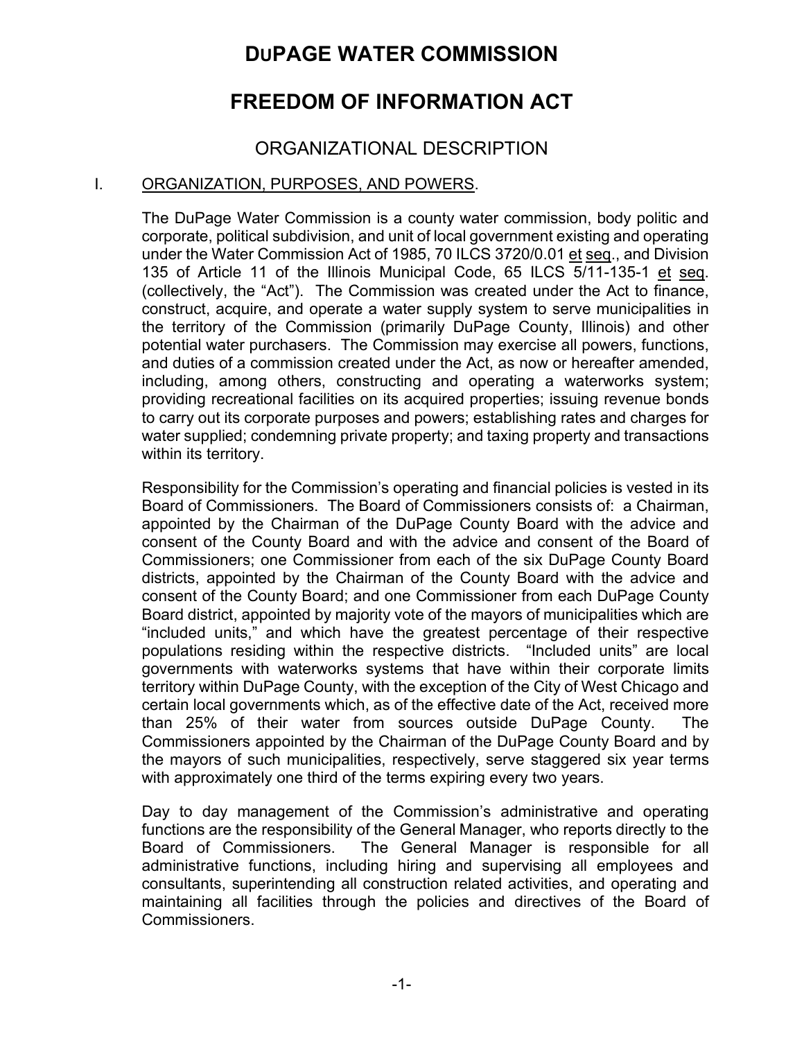# DuPAGE WATER COMMISSION

# FREEDOM OF INFORMATION ACT

## ORGANIZATIONAL DESCRIPTION

### I. ORGANIZATION, PURPOSES, AND POWERS.

The DuPage Water Commission is a county water commission, body politic and corporate, political subdivision, and unit of local government existing and operating under the Water Commission Act of 1985, 70 ILCS 3720/0.01 et seq., and Division 135 of Article 11 of the Illinois Municipal Code, 65 ILCS 5/11-135-1 et seq. (collectively, the "Act"). The Commission was created under the Act to finance, construct, acquire, and operate a water supply system to serve municipalities in the territory of the Commission (primarily DuPage County, Illinois) and other potential water purchasers. The Commission may exercise all powers, functions, and duties of a commission created under the Act, as now or hereafter amended, including, among others, constructing and operating a waterworks system; providing recreational facilities on its acquired properties; issuing revenue bonds to carry out its corporate purposes and powers; establishing rates and charges for water supplied; condemning private property; and taxing property and transactions within its territory.

Responsibility for the Commission's operating and financial policies is vested in its Board of Commissioners. The Board of Commissioners consists of: a Chairman, appointed by the Chairman of the DuPage County Board with the advice and consent of the County Board and with the advice and consent of the Board of Commissioners; one Commissioner from each of the six DuPage County Board districts, appointed by the Chairman of the County Board with the advice and consent of the County Board; and one Commissioner from each DuPage County Board district, appointed by majority vote of the mayors of municipalities which are "included units," and which have the greatest percentage of their respective populations residing within the respective districts. "Included units" are local governments with waterworks systems that have within their corporate limits territory within DuPage County, with the exception of the City of West Chicago and certain local governments which, as of the effective date of the Act, received more than 25% of their water from sources outside DuPage County. The Commissioners appointed by the Chairman of the DuPage County Board and by the mayors of such municipalities, respectively, serve staggered six year terms with approximately one third of the terms expiring every two years.

Day to day management of the Commission's administrative and operating functions are the responsibility of the General Manager, who reports directly to the Board of Commissioners. The General Manager is responsible for all administrative functions, including hiring and supervising all employees and consultants, superintending all construction related activities, and operating and maintaining all facilities through the policies and directives of the Board of Commissioners.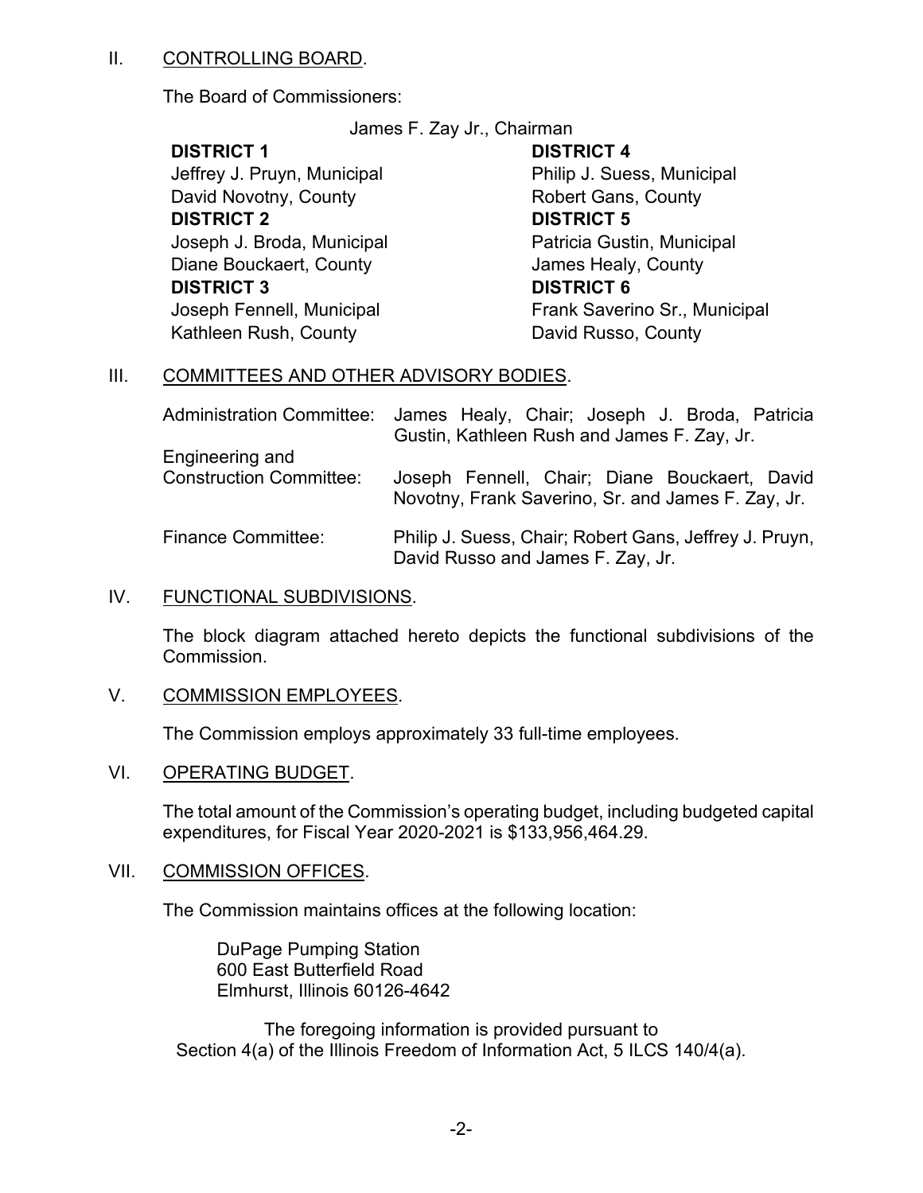## II. CONTROLLING BOARD.

The Board of Commissioners:

James F. Zay Jr., Chairman

**DISTRICT 1**
Jeffrey J. Pruyn, Municipal
David Novotny, County

**DISTRICT 2**
Joseph J. Broda, Municipal
Diane Bouckaert, County

**DISTRICT 3**
Joseph Fennell, Municipal
Kathleen Rush, County

**DISTRICT 4**
Philip J. Suess, Municipal
Robert Gans, County

**DISTRICT 5**
Patricia Gustin, Municipal
James Healy, County

**DISTRICT 6**
Frank Saverino Sr., Municipal
David Russo, County

## III. COMMITTEES AND OTHER ADVISORY BODIES.

| | |
|---|---|
| Administration Committee: | James Healy, Chair; Joseph J. Broda, Patricia Gustin, Kathleen Rush and James F. Zay, Jr. |
| Engineering and Construction Committee: | Joseph Fennell, Chair; Diane Bouckaert, David Novotny, Frank Saverino, Sr. and James F. Zay, Jr. |
| Finance Committee: | Philip J. Suess, Chair; Robert Gans, Jeffrey J. Pruyn, David Russo and James F. Zay, Jr. |

## IV. FUNCTIONAL SUBDIVISIONS.

The block diagram attached hereto depicts the functional subdivisions of the Commission.

## V. COMMISSION EMPLOYEES.

The Commission employs approximately 33 full-time employees.

## VI. OPERATING BUDGET.

The total amount of the Commission's operating budget, including budgeted capital expenditures, for Fiscal Year 2020-2021 is $133,956,464.29.

## VII. COMMISSION OFFICES.

The Commission maintains offices at the following location:

DuPage Pumping Station
600 East Butterfield Road
Elmhurst, Illinois 60126-4642

The foregoing information is provided pursuant to Section 4(a) of the Illinois Freedom of Information Act, 5 ILCS 140/4(a).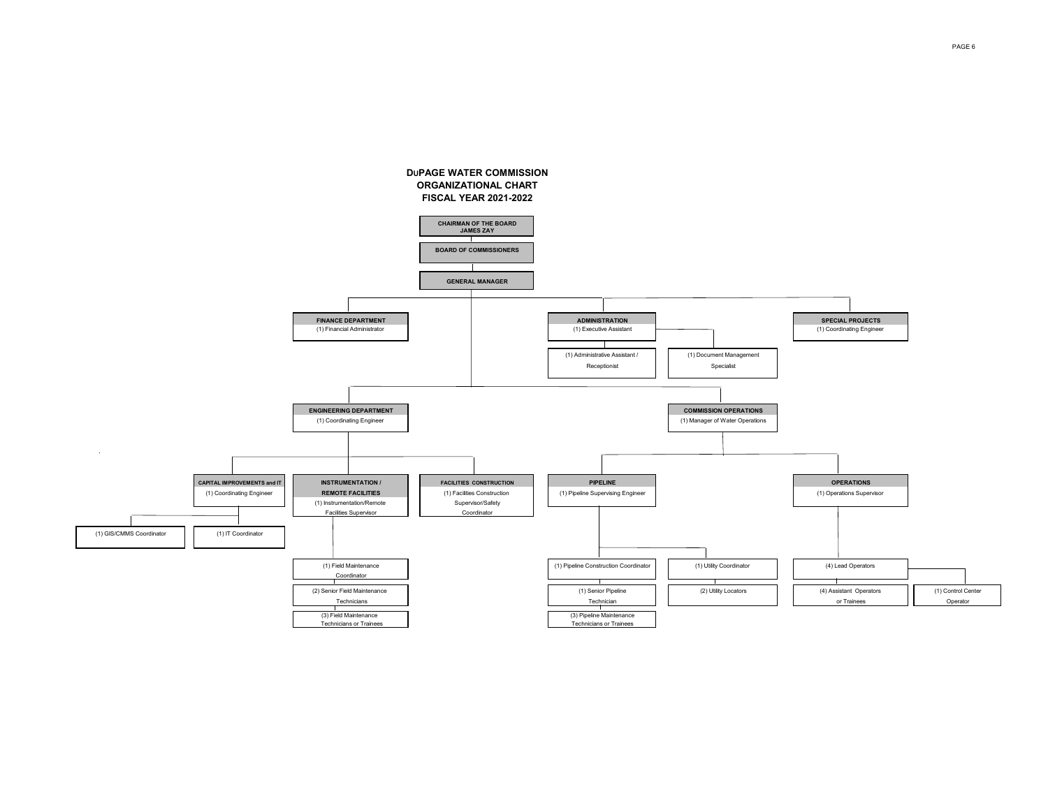# DUPAGE WATER COMMISSION
## ORGANIZATIONAL CHART
## FISCAL YEAR 2021-2022

**CHAIRMAN OF THE BOARD**
**JAMES ZAY**

**BOARD OF COMMISSIONERS**

**GENERAL MANAGER**

**FINANCE DEPARTMENT**
(1) Financial Administrator

**ADMINISTRATION**
(1) Executive Assistant

(1) Administrative Assistant / Receptionist

(1) Document Management Specialist

**SPECIAL PROJECTS**
(1) Coordinating Engineer

**ENGINEERING DEPARTMENT**
(1) Coordinating Engineer

**CAPITAL IMPROVEMENTS and IT**
(1) Coordinating Engineer

(1) GIS/CMMS Coordinator

(1) IT Coordinator

**INSTRUMENTATION / REMOTE FACILITIES**
(1) Instrumentation/Remote Facilities Supervisor

(1) Field Maintenance Coordinator

(2) Senior Field Maintenance Technicians

(3) Field Maintenance Technicians or Trainees

**FACILITIES CONSTRUCTION**
(1) Facilities Construction Supervisor/Safety Coordinator

**COMMISSION OPERATIONS**
(1) Manager of Water Operations

**PIPELINE**
(1) Pipeline Supervising Engineer

(1) Pipeline Construction Coordinator

(1) Senior Pipeline Technician

(3) Pipeline Maintenance Technicians or Trainees

(1) Utility Coordinator

(2) Utility Locators

**OPERATIONS**
(1) Operations Supervisor

(4) Lead Operators

(4) Assistant Operators or Trainees

(1) Control Center Operator